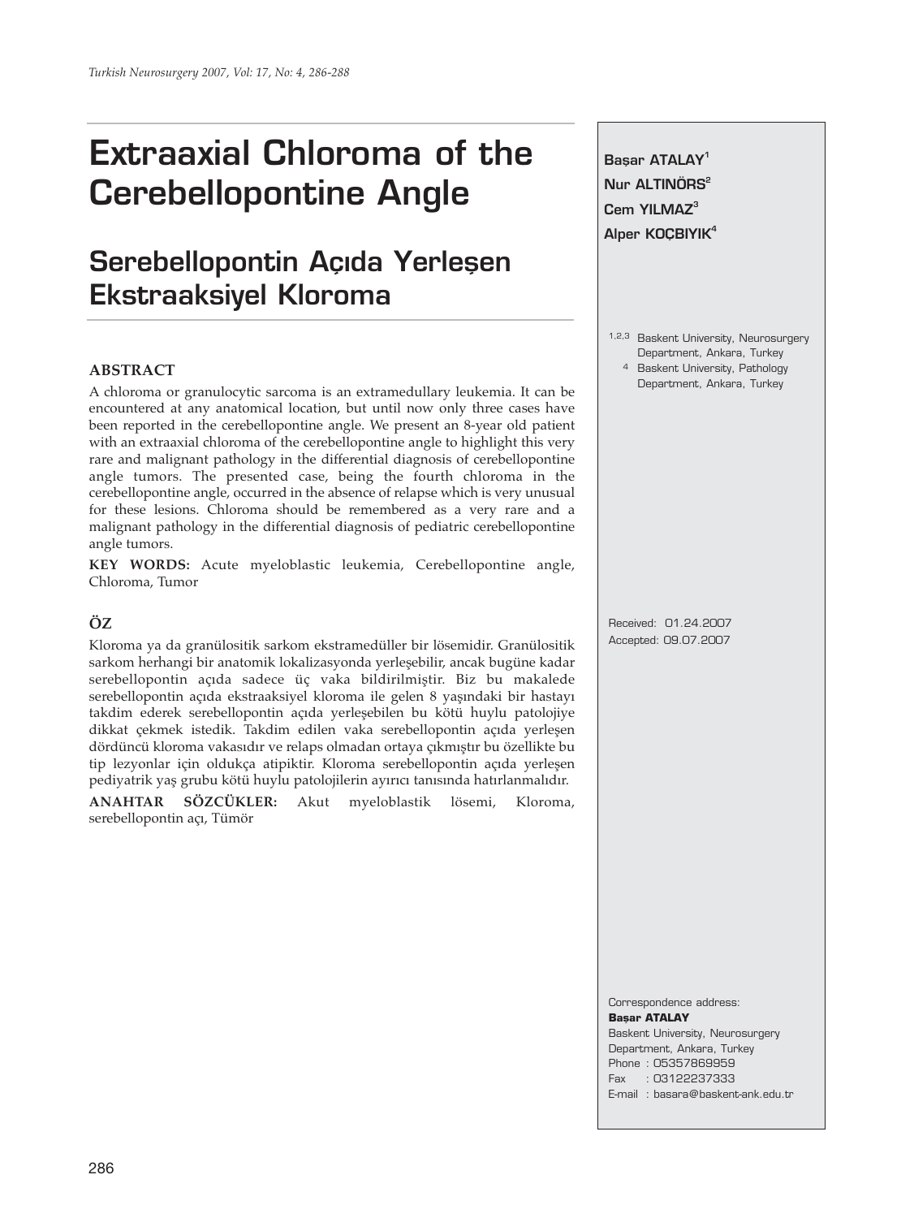# Extraaxial Chloroma of the Cerebellopontine Angle

# Serebellopontin Açıda Yerleşen Ekstraaksiyel Kloroma

**Başar ATALAY**[1]
**Nur ALTINÖRS**[2]
**Cem YILMAZ**[3]
**Alper KOÇBIYIK**[4]

[1,2,3] Baskent University, Neurosurgery Department, Ankara, Turkey
[4] Baskent University, Pathology Department, Ankara, Turkey

## ABSTRACT

A chloroma or granulocytic sarcoma is an extramedullary leukemia. It can be encountered at any anatomical location, but until now only three cases have been reported in the cerebellopontine angle. We present an 8-year old patient with an extraaxial chloroma of the cerebellopontine angle to highlight this very rare and malignant pathology in the differential diagnosis of cerebellopontine angle tumors. The presented case, being the fourth chloroma in the cerebellopontine angle, occurred in the absence of relapse which is very unusual for these lesions. Chloroma should be remembered as a very rare and a malignant pathology in the differential diagnosis of pediatric cerebellopontine angle tumors.

**KEY WORDS:** Acute myeloblastic leukemia, Cerebellopontine angle, Chloroma, Tumor

## ÖZ

Kloroma ya da granülositik sarkom ekstramedüller bir lösemidir. Granülositik sarkom herhangi bir anatomik lokalizasyonda yerleşebilir, ancak bugüne kadar serebellopontin açıda sadece üç vaka bildirilmiştir. Biz bu makalede serebellopontin açıda ekstraaksiyel kloroma ile gelen 8 yaşındaki bir hastayı takdim ederek serebellopontin açıda yerleşebilen bu kötü huylu patolojiye dikkat çekmek istedik. Takdim edilen vaka serebellopontin açıda yerleşen dördüncü kloroma vakasıdır ve relaps olmadan ortaya çıkmıştır bu özellikte bu tip lezyonlar için oldukça atipiktir. Kloroma serebellopontin açıda yerleşen pediyatrik yaş grubu kötü huylu patolojilerin ayırıcı tanısında hatırlanmalıdır.

**ANAHTAR SÖZCÜKLER:** Akut myeloblastik lösemi, Kloroma, serebellopontin açı, Tümör

Received: 01.24.2007
Accepted: 09.07.2007

Correspondence address:
**Başar ATALAY**
Baskent University, Neurosurgery Department, Ankara, Turkey
Phone : 05357869959
Fax : 03122237333
E-mail : basara@baskent-ank.edu.tr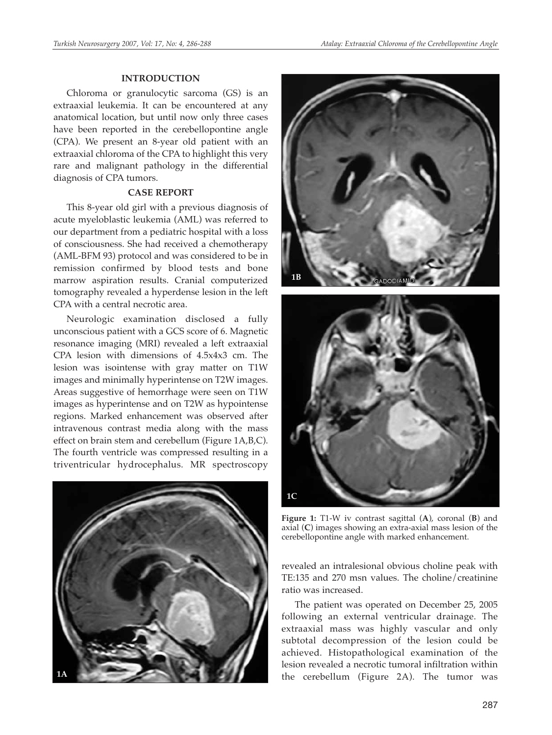## INTRODUCTION

Chloroma or granulocytic sarcoma (GS) is an extraaxial leukemia. It can be encountered at any anatomical location, but until now only three cases have been reported in the cerebellopontine angle (CPA). We present an 8-year old patient with an extraaxial chloroma of the CPA to highlight this very rare and malignant pathology in the differential diagnosis of CPA tumors.

## CASE REPORT

This 8-year old girl with a previous diagnosis of acute myeloblastic leukemia (AML) was referred to our department from a pediatric hospital with a loss of consciousness. She had received a chemotherapy (AML-BFM 93) protocol and was considered to be in remission confirmed by blood tests and bone marrow aspiration results. Cranial computerized tomography revealed a hyperdense lesion in the left CPA with a central necrotic area.

Neurologic examination disclosed a fully unconscious patient with a GCS score of 6. Magnetic resonance imaging (MRI) revealed a left extraaxial CPA lesion with dimensions of 4.5x4x3 cm. The lesion was isointense with gray matter on T1W images and minimally hyperintense on T2W images. Areas suggestive of hemorrhage were seen on T1W images as hyperintense and on T2W as hypointense regions. Marked enhancement was observed after intravenous contrast media along with the mass effect on brain stem and cerebellum (Figure 1A,B,C). The fourth ventricle was compressed resulting in a triventricular hydrocephalus. MR spectroscopy revealed an intralesional obvious choline peak with TE:135 and 270 msn values. The choline/creatinine ratio was increased.

**Figure 1:** T1-W iv contrast sagittal (**A**), coronal (**B**) and axial (**C**) images showing an extra-axial mass lesion of the cerebellopontine angle with marked enhancement.

The patient was operated on December 25, 2005 following an external ventricular drainage. The extraaxial mass was highly vascular and only subtotal decompression of the lesion could be achieved. Histopathological examination of the lesion revealed a necrotic tumoral infiltration within the cerebellum (Figure 2A). The tumor was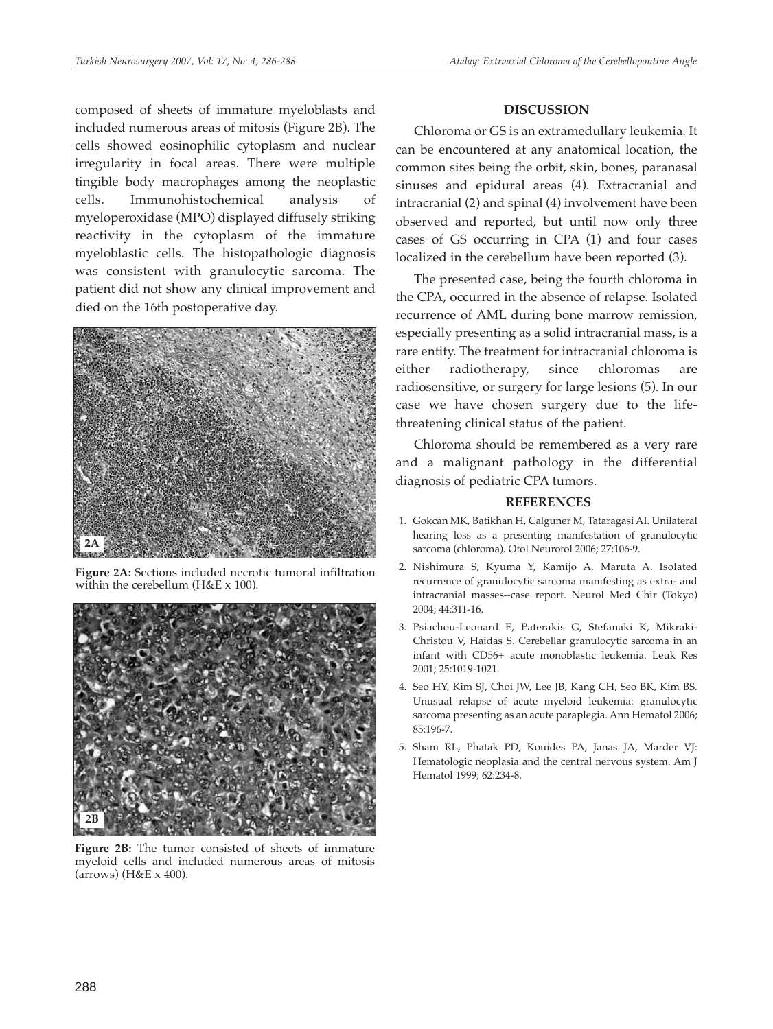composed of sheets of immature myeloblasts and included numerous areas of mitosis (Figure 2B). The cells showed eosinophilic cytoplasm and nuclear irregularity in focal areas. There were multiple tingible body macrophages among the neoplastic cells. Immunohistochemical analysis of myeloperoxidase (MPO) displayed diffusely striking reactivity in the cytoplasm of the immature myeloblastic cells. The histopathologic diagnosis was consistent with granulocytic sarcoma. The patient did not show any clinical improvement and died on the 16th postoperative day.

**Figure 2A:** Sections included necrotic tumoral infiltration within the cerebellum (H&E x 100).

**Figure 2B:** The tumor consisted of sheets of immature myeloid cells and included numerous areas of mitosis (arrows) (H&E x 400).

## DISCUSSION

Chloroma or GS is an extramedullary leukemia. It can be encountered at any anatomical location, the common sites being the orbit, skin, bones, paranasal sinuses and epidural areas (4). Extracranial and intracranial (2) and spinal (4) involvement have been observed and reported, but until now only three cases of GS occurring in CPA (1) and four cases localized in the cerebellum have been reported (3).

The presented case, being the fourth chloroma in the CPA, occurred in the absence of relapse. Isolated recurrence of AML during bone marrow remission, especially presenting as a solid intracranial mass, is a rare entity. The treatment for intracranial chloroma is either radiotherapy, since chloromas are radiosensitive, or surgery for large lesions (5). In our case we have chosen surgery due to the life-threatening clinical status of the patient.

Chloroma should be remembered as a very rare and a malignant pathology in the differential diagnosis of pediatric CPA tumors.

## REFERENCES

1. Gokcan MK, Batikhan H, Calguner M, Tataragasi AI. Unilateral hearing loss as a presenting manifestation of granulocytic sarcoma (chloroma). Otol Neurotol 2006; 27:106-9.
2. Nishimura S, Kyuma Y, Kamijo A, Maruta A. Isolated recurrence of granulocytic sarcoma manifesting as extra- and intracranial masses--case report. Neurol Med Chir (Tokyo) 2004; 44:311-16.
3. Psiachou-Leonard E, Paterakis G, Stefanaki K, Mikraki-Christou V, Haidas S. Cerebellar granulocytic sarcoma in an infant with CD56+ acute monoblastic leukemia. Leuk Res 2001; 25:1019-1021.
4. Seo HY, Kim SJ, Choi JW, Lee JB, Kang CH, Seo BK, Kim BS. Unusual relapse of acute myeloid leukemia: granulocytic sarcoma presenting as an acute paraplegia. Ann Hematol 2006; 85:196-7.
5. Sham RL, Phatak PD, Kouides PA, Janas JA, Marder VJ: Hematologic neoplasia and the central nervous system. Am J Hematol 1999; 62:234-8.